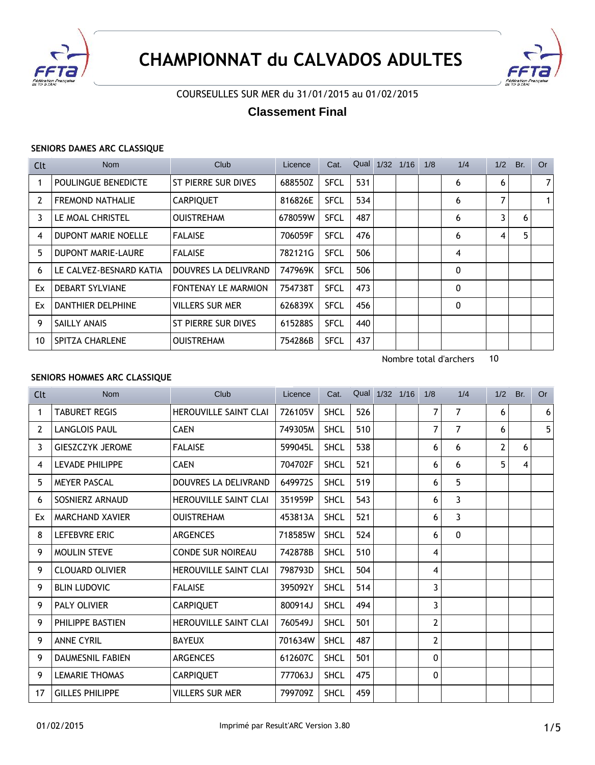# CHAMPIONNAT du CALVADOS ADULTES

COURSEULLES SUR MER du 31/01/2015 au 01/02/2015

## Classement Final

### SENIORS DAMES ARC CLASSIQUE

| Clt | Nom | Club | Licence | Cat. | Qual | 1/32 | 1/16 | 1/8 | 1/4 | 1/2 | Br. | Or |
|---|---|---|---|---|---|---|---|---|---|---|---|---|
| 1 | POULINGUE BENEDICTE | ST PIERRE SUR DIVES | 688550Z | SFCL | 531 | | | | 6 | 6 | | 7 |
| 2 | FREMOND NATHALIE | CARPIQUET | 816826E | SFCL | 534 | | | | 6 | 7 | | 1 |
| 3 | LE MOAL CHRISTEL | OUISTREHAM | 678059W | SFCL | 487 | | | | 6 | 3 | 6 | |
| 4 | DUPONT MARIE NOELLE | FALAISE | 706059F | SFCL | 476 | | | | 6 | 4 | 5 | |
| 5 | DUPONT MARIE-LAURE | FALAISE | 782121G | SFCL | 506 | | | | 4 | | | |
| 6 | LE CALVEZ-BESNARD KATIA | DOUVRES LA DELIVRAND | 747969K | SFCL | 506 | | | | 0 | | | |
| Ex | DEBART SYLVIANE | FONTENAY LE MARMION | 754738T | SFCL | 473 | | | | 0 | | | |
| Ex | DANTHIER DELPHINE | VILLERS SUR MER | 626839X | SFCL | 456 | | | | 0 | | | |
| 9 | SAILLY ANAIS | ST PIERRE SUR DIVES | 615288S | SFCL | 440 | | | | | | | |
| 10 | SPITZA CHARLENE | OUISTREHAM | 754286B | SFCL | 437 | | | | | | | |

Nombre total d'archers 10

### SENIORS HOMMES ARC CLASSIQUE

| Clt | Nom | Club | Licence | Cat. | Qual | 1/32 | 1/16 | 1/8 | 1/4 | 1/2 | Br. | Or |
|---|---|---|---|---|---|---|---|---|---|---|---|---|
| 1 | TABURET REGIS | HEROUVILLE SAINT CLAI | 726105V | SHCL | 526 | | | 7 | 7 | 6 | | 6 |
| 2 | LANGLOIS PAUL | CAEN | 749305M | SHCL | 510 | | | 7 | 7 | 6 | | 5 |
| 3 | GIESZCZYK JEROME | FALAISE | 599045L | SHCL | 538 | | | 6 | 6 | 2 | 6 | |
| 4 | LEVADE PHILIPPE | CAEN | 704702F | SHCL | 521 | | | 6 | 6 | 5 | 4 | |
| 5 | MEYER PASCAL | DOUVRES LA DELIVRAND | 649972S | SHCL | 519 | | | 6 | 5 | | | |
| 6 | SOSNIERZ ARNAUD | HEROUVILLE SAINT CLAI | 351959P | SHCL | 543 | | | 6 | 3 | | | |
| Ex | MARCHAND XAVIER | OUISTREHAM | 453813A | SHCL | 521 | | | 6 | 3 | | | |
| 8 | LEFEBVRE ERIC | ARGENCES | 718585W | SHCL | 524 | | | 6 | 0 | | | |
| 9 | MOULIN STEVE | CONDE SUR NOIREAU | 742878B | SHCL | 510 | | | 4 | | | | |
| 9 | CLOUARD OLIVIER | HEROUVILLE SAINT CLAI | 798793D | SHCL | 504 | | | 4 | | | | |
| 9 | BLIN LUDOVIC | FALAISE | 395092Y | SHCL | 514 | | | 3 | | | | |
| 9 | PALY OLIVIER | CARPIQUET | 800914J | SHCL | 494 | | | 3 | | | | |
| 9 | PHILIPPE BASTIEN | HEROUVILLE SAINT CLAI | 760549J | SHCL | 501 | | | 2 | | | | |
| 9 | ANNE CYRIL | BAYEUX | 701634W | SHCL | 487 | | | 2 | | | | |
| 9 | DAUMESNIL FABIEN | ARGENCES | 612607C | SHCL | 501 | | | 0 | | | | |
| 9 | LEMARIE THOMAS | CARPIQUET | 777063J | SHCL | 475 | | | 0 | | | | |
| 17 | GILLES PHILIPPE | VILLERS SUR MER | 799709Z | SHCL | 459 | | | | | | | |

01/02/2015 Imprimé par Result'ARC Version 3.80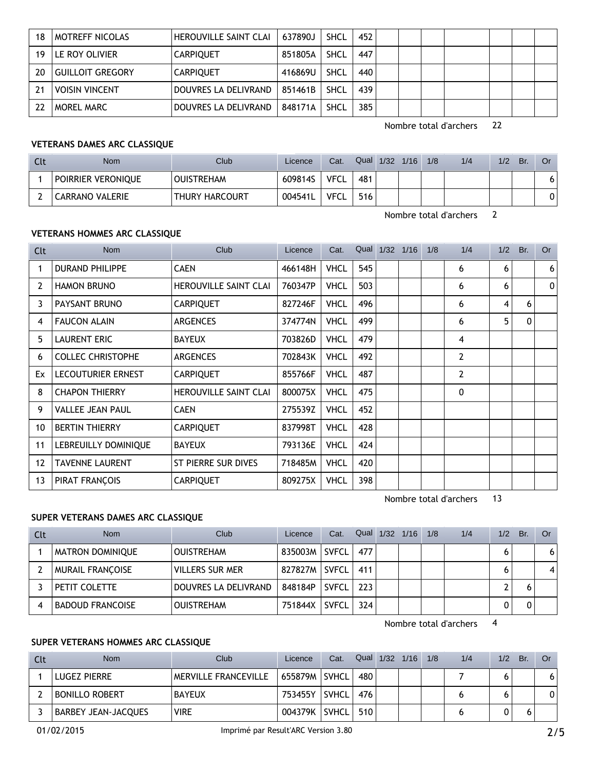| 18 | MOTREFF NICOLAS | HEROUVILLE SAINT CLAI | 637890J | SHCL | 452 | | | | | | | |
|---|---|---|---|---|---|---|---|---|---|---|---|---|
| 19 | LE ROY OLIVIER | CARPIQUET | 851805A | SHCL | 447 | | | | | | | |
| 20 | GUILLOIT GREGORY | CARPIQUET | 416869U | SHCL | 440 | | | | | | | |
| 21 | VOISIN VINCENT | DOUVRES LA DELIVRAND | 851461B | SHCL | 439 | | | | | | | |
| 22 | MOREL MARC | DOUVRES LA DELIVRAND | 848171A | SHCL | 385 | | | | | | | |

Nombre total d'archers 22

### VETERANS DAMES ARC CLASSIQUE

| Clt | Nom | Club | Licence | Cat. | Qual | 1/32 | 1/16 | 1/8 | 1/4 | 1/2 | Br. | Or |
|---|---|---|---|---|---|---|---|---|---|---|---|---|
| 1 | POIRRIER VERONIQUE | OUISTREHAM | 609814S | VFCL | 481 | | | | | | | 6 |
| 2 | CARRANO VALERIE | THURY HARCOURT | 004541L | VFCL | 516 | | | | | | | 0 |

Nombre total d'archers 2

### VETERANS HOMMES ARC CLASSIQUE

| Clt | Nom | Club | Licence | Cat. | Qual | 1/32 | 1/16 | 1/8 | 1/4 | 1/2 | Br. | Or |
|---|---|---|---|---|---|---|---|---|---|---|---|---|
| 1 | DURAND PHILIPPE | CAEN | 466148H | VHCL | 545 | | | | 6 | 6 | | 6 |
| 2 | HAMON BRUNO | HEROUVILLE SAINT CLAI | 760347P | VHCL | 503 | | | | 6 | 6 | | 0 |
| 3 | PAYSANT BRUNO | CARPIQUET | 827246F | VHCL | 496 | | | | 6 | 4 | 6 | |
| 4 | FAUCON ALAIN | ARGENCES | 374774N | VHCL | 499 | | | | 6 | 5 | 0 | |
| 5 | LAURENT ERIC | BAYEUX | 703826D | VHCL | 479 | | | | 4 | | | |
| 6 | COLLEC CHRISTOPHE | ARGENCES | 702843K | VHCL | 492 | | | | 2 | | | |
| Ex | LECOUTURIER ERNEST | CARPIQUET | 855766F | VHCL | 487 | | | | 2 | | | |
| 8 | CHAPON THIERRY | HEROUVILLE SAINT CLAI | 800075X | VHCL | 475 | | | | 0 | | | |
| 9 | VALLEE JEAN PAUL | CAEN | 275539Z | VHCL | 452 | | | | | | | |
| 10 | BERTIN THIERRY | CARPIQUET | 837998T | VHCL | 428 | | | | | | | |
| 11 | LEBREUILLY DOMINIQUE | BAYEUX | 793136E | VHCL | 424 | | | | | | | |
| 12 | TAVENNE LAURENT | ST PIERRE SUR DIVES | 718485M | VHCL | 420 | | | | | | | |
| 13 | PIRAT FRANÇOIS | CARPIQUET | 809275X | VHCL | 398 | | | | | | | |

Nombre total d'archers 13

### SUPER VETERANS DAMES ARC CLASSIQUE

| Clt | Nom | Club | Licence | Cat. | Qual | 1/32 | 1/16 | 1/8 | 1/4 | 1/2 | Br. | Or |
|---|---|---|---|---|---|---|---|---|---|---|---|---|
| 1 | MATRON DOMINIQUE | OUISTREHAM | 835003M | SVFCL | 477 | | | | | 6 | | 6 |
| 2 | MURAIL FRANÇOISE | VILLERS SUR MER | 827827M | SVFCL | 411 | | | | | 6 | | 4 |
| 3 | PETIT COLETTE | DOUVRES LA DELIVRAND | 848184P | SVFCL | 223 | | | | | 2 | 6 | |
| 4 | BADOUD FRANCOISE | OUISTREHAM | 751844X | SVFCL | 324 | | | | | 0 | 0 | |

Nombre total d'archers 4

### SUPER VETERANS HOMMES ARC CLASSIQUE

| Clt | Nom | Club | Licence | Cat. | Qual | 1/32 | 1/16 | 1/8 | 1/4 | 1/2 | Br. | Or |
|---|---|---|---|---|---|---|---|---|---|---|---|---|
| 1 | LUGEZ PIERRE | MERVILLE FRANCEVILLE | 655879M | SVHCL | 480 | | | | 7 | 6 | | 6 |
| 2 | BONILLO ROBERT | BAYEUX | 753455Y | SVHCL | 476 | | | | 6 | 6 | | 0 |
| 3 | BARBEY JEAN-JACQUES | VIRE | 004379K | SVHCL | 510 | | | | 6 | 0 | 6 | |

01/02/2015 Imprimé par Result'ARC Version 3.80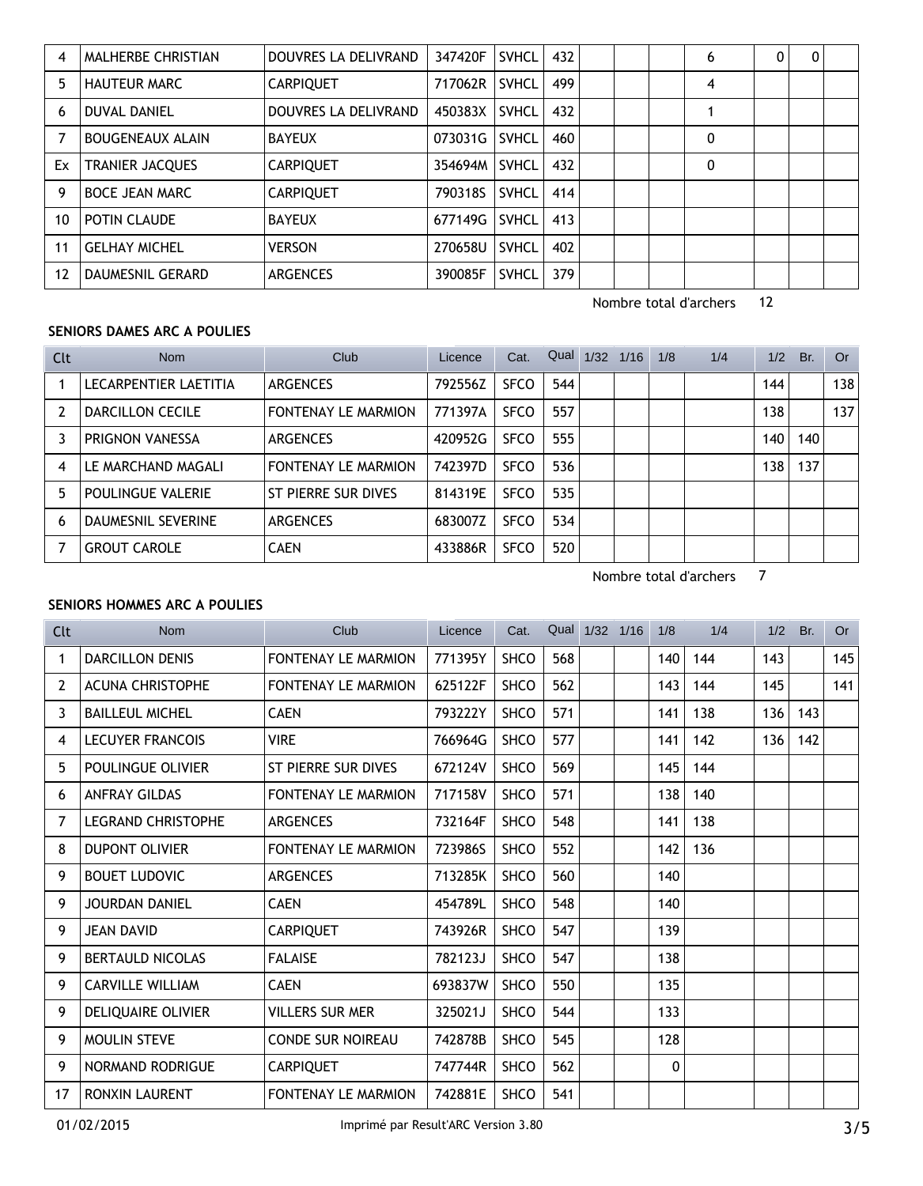| Clt | Nom | Club | Licence | Cat. | Qual | 1/32 | 1/16 | 1/8 | 1/4 | 1/2 | Br. | Or |
|---|---|---|---|---|---|---|---|---|---|---|---|---|
| 4 | MALHERBE CHRISTIAN | DOUVRES LA DELIVRAND | 347420F | SVHCL | 432 | | | | 6 | 0 | 0 | |
| 5 | HAUTEUR MARC | CARPIQUET | 717062R | SVHCL | 499 | | | | 4 | | | |
| 6 | DUVAL DANIEL | DOUVRES LA DELIVRAND | 450383X | SVHCL | 432 | | | | 1 | | | |
| 7 | BOUGENEAUX ALAIN | BAYEUX | 073031G | SVHCL | 460 | | | | 0 | | | |
| Ex | TRANIER JACQUES | CARPIQUET | 354694M | SVHCL | 432 | | | | 0 | | | |
| 9 | BOCE JEAN MARC | CARPIQUET | 790318S | SVHCL | 414 | | | | | | | |
| 10 | POTIN CLAUDE | BAYEUX | 677149G | SVHCL | 413 | | | | | | | |
| 11 | GELHAY MICHEL | VERSON | 270658U | SVHCL | 402 | | | | | | | |
| 12 | DAUMESNIL GERARD | ARGENCES | 390085F | SVHCL | 379 | | | | | | | |

Nombre total d'archers 12

**SENIORS DAMES ARC A POULIES**

| Clt | Nom | Club | Licence | Cat. | Qual | 1/32 | 1/16 | 1/8 | 1/4 | 1/2 | Br. | Or |
|---|---|---|---|---|---|---|---|---|---|---|---|---|
| 1 | LECARPENTIER LAETITIA | ARGENCES | 792556Z | SFCO | 544 | | | | | 144 | | 138 |
| 2 | DARCILLON CECILE | FONTENAY LE MARMION | 771397A | SFCO | 557 | | | | | 138 | | 137 |
| 3 | PRIGNON VANESSA | ARGENCES | 420952G | SFCO | 555 | | | | | 140 | 140 | |
| 4 | LE MARCHAND MAGALI | FONTENAY LE MARMION | 742397D | SFCO | 536 | | | | | 138 | 137 | |
| 5 | POULINGUE VALERIE | ST PIERRE SUR DIVES | 814319E | SFCO | 535 | | | | | | | |
| 6 | DAUMESNIL SEVERINE | ARGENCES | 683007Z | SFCO | 534 | | | | | | | |
| 7 | GROUT CAROLE | CAEN | 433886R | SFCO | 520 | | | | | | | |

Nombre total d'archers 7

**SENIORS HOMMES ARC A POULIES**

| Clt | Nom | Club | Licence | Cat. | Qual | 1/32 | 1/16 | 1/8 | 1/4 | 1/2 | Br. | Or |
|---|---|---|---|---|---|---|---|---|---|---|---|---|
| 1 | DARCILLON DENIS | FONTENAY LE MARMION | 771395Y | SHCO | 568 | | | 140 | 144 | 143 | | 145 |
| 2 | ACUNA CHRISTOPHE | FONTENAY LE MARMION | 625122F | SHCO | 562 | | | 143 | 144 | 145 | | 141 |
| 3 | BAILLEUL MICHEL | CAEN | 793222Y | SHCO | 571 | | | 141 | 138 | 136 | 143 | |
| 4 | LECUYER FRANCOIS | VIRE | 766964G | SHCO | 577 | | | 141 | 142 | 136 | 142 | |
| 5 | POULINGUE OLIVIER | ST PIERRE SUR DIVES | 672124V | SHCO | 569 | | | 145 | 144 | | | |
| 6 | ANFRAY GILDAS | FONTENAY LE MARMION | 717158V | SHCO | 571 | | | 138 | 140 | | | |
| 7 | LEGRAND CHRISTOPHE | ARGENCES | 732164F | SHCO | 548 | | | 141 | 138 | | | |
| 8 | DUPONT OLIVIER | FONTENAY LE MARMION | 723986S | SHCO | 552 | | | 142 | 136 | | | |
| 9 | BOUET LUDOVIC | ARGENCES | 713285K | SHCO | 560 | | | 140 | | | | |
| 9 | JOURDAN DANIEL | CAEN | 454789L | SHCO | 548 | | | 140 | | | | |
| 9 | JEAN DAVID | CARPIQUET | 743926R | SHCO | 547 | | | 139 | | | | |
| 9 | BERTAULD NICOLAS | FALAISE | 782123J | SHCO | 547 | | | 138 | | | | |
| 9 | CARVILLE WILLIAM | CAEN | 693837W | SHCO | 550 | | | 135 | | | | |
| 9 | DELIQUAIRE OLIVIER | VILLERS SUR MER | 325021J | SHCO | 544 | | | 133 | | | | |
| 9 | MOULIN STEVE | CONDE SUR NOIREAU | 742878B | SHCO | 545 | | | 128 | | | | |
| 9 | NORMAND RODRIGUE | CARPIQUET | 747744R | SHCO | 562 | | | 0 | | | | |
| 17 | RONXIN LAURENT | FONTENAY LE MARMION | 742881E | SHCO | 541 | | | | | | | |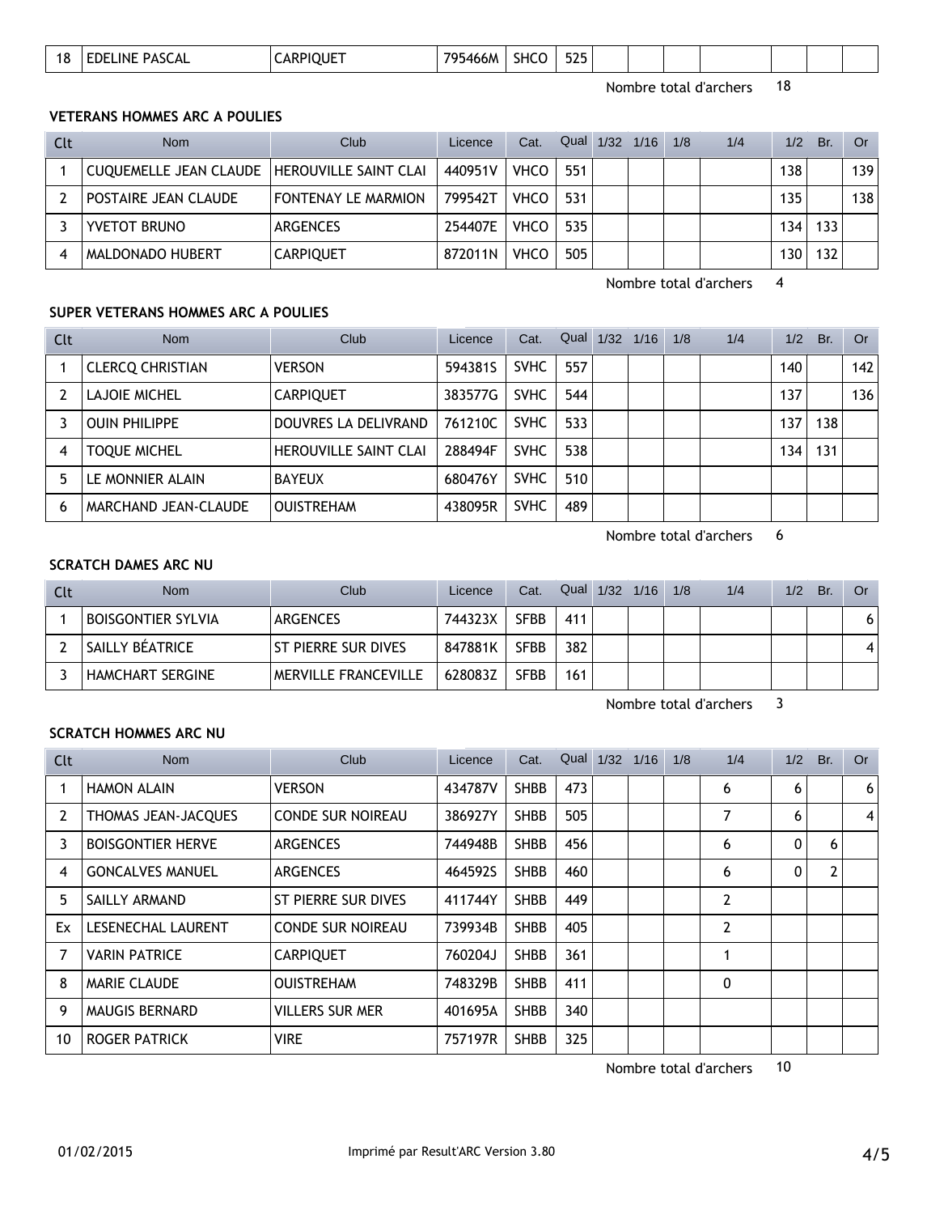| 18 | EDELINE PASCAL | CARPIQUET | 795466M | SHCO | 525 | | | | | | | |
|---|---|---|---|---|---|---|---|---|---|---|---|---|

Nombre total d'archers 18

### VETERANS HOMMES ARC A POULIES

| Clt | Nom | Club | Licence | Cat. | Qual | 1/32 | 1/16 | 1/8 | 1/4 | 1/2 | Br. | Or |
|---|---|---|---|---|---|---|---|---|---|---|---|---|
| 1 | CUQUEMELLE JEAN CLAUDE | HEROUVILLE SAINT CLAI | 440951V | VHCO | 551 | | | | | 138 | | 139 |
| 2 | POSTAIRE JEAN CLAUDE | FONTENAY LE MARMION | 799542T | VHCO | 531 | | | | | 135 | | 138 |
| 3 | YVETOT BRUNO | ARGENCES | 254407E | VHCO | 535 | | | | | 134 | 133 | |
| 4 | MALDONADO HUBERT | CARPIQUET | 872011N | VHCO | 505 | | | | | 130 | 132 | |

Nombre total d'archers 4

### SUPER VETERANS HOMMES ARC A POULIES

| Clt | Nom | Club | Licence | Cat. | Qual | 1/32 | 1/16 | 1/8 | 1/4 | 1/2 | Br. | Or |
|---|---|---|---|---|---|---|---|---|---|---|---|---|
| 1 | CLERCQ CHRISTIAN | VERSON | 594381S | SVHC | 557 | | | | | 140 | | 142 |
| 2 | LAJOIE MICHEL | CARPIQUET | 383577G | SVHC | 544 | | | | | 137 | | 136 |
| 3 | OUIN PHILIPPE | DOUVRES LA DELIVRAND | 761210C | SVHC | 533 | | | | | 137 | 138 | |
| 4 | TOQUE MICHEL | HEROUVILLE SAINT CLAI | 288494F | SVHC | 538 | | | | | 134 | 131 | |
| 5 | LE MONNIER ALAIN | BAYEUX | 680476Y | SVHC | 510 | | | | | | | |
| 6 | MARCHAND JEAN-CLAUDE | OUISTREHAM | 438095R | SVHC | 489 | | | | | | | |

Nombre total d'archers 6

### SCRATCH DAMES ARC NU

| Clt | Nom | Club | Licence | Cat. | Qual | 1/32 | 1/16 | 1/8 | 1/4 | 1/2 | Br. | Or |
|---|---|---|---|---|---|---|---|---|---|---|---|---|
| 1 | BOISGONTIER SYLVIA | ARGENCES | 744323X | SFBB | 411 | | | | | | | 6 |
| 2 | SAILLY BÉATRICE | ST PIERRE SUR DIVES | 847881K | SFBB | 382 | | | | | | | 4 |
| 3 | HAMCHART SERGINE | MERVILLE FRANCEVILLE | 628083Z | SFBB | 161 | | | | | | | |

Nombre total d'archers 3

### SCRATCH HOMMES ARC NU

| Clt | Nom | Club | Licence | Cat. | Qual | 1/32 | 1/16 | 1/8 | 1/4 | 1/2 | Br. | Or |
|---|---|---|---|---|---|---|---|---|---|---|---|---|
| 1 | HAMON ALAIN | VERSON | 434787V | SHBB | 473 | | | | 6 | 6 | | 6 |
| 2 | THOMAS JEAN-JACQUES | CONDE SUR NOIREAU | 386927Y | SHBB | 505 | | | | 7 | 6 | | 4 |
| 3 | BOISGONTIER HERVE | ARGENCES | 744948B | SHBB | 456 | | | | 6 | 0 | 6 | |
| 4 | GONCALVES MANUEL | ARGENCES | 464592S | SHBB | 460 | | | | 6 | 0 | 2 | |
| 5 | SAILLY ARMAND | ST PIERRE SUR DIVES | 411744Y | SHBB | 449 | | | | 2 | | | |
| Ex | LESENECHAL LAURENT | CONDE SUR NOIREAU | 739934B | SHBB | 405 | | | | 2 | | | |
| 7 | VARIN PATRICE | CARPIQUET | 760204J | SHBB | 361 | | | | 1 | | | |
| 8 | MARIE CLAUDE | OUISTREHAM | 748329B | SHBB | 411 | | | | 0 | | | |
| 9 | MAUGIS BERNARD | VILLERS SUR MER | 401695A | SHBB | 340 | | | | | | | |
| 10 | ROGER PATRICK | VIRE | 757197R | SHBB | 325 | | | | | | | |

Nombre total d'archers 10

01/02/2015 Imprimé par Result'ARC Version 3.80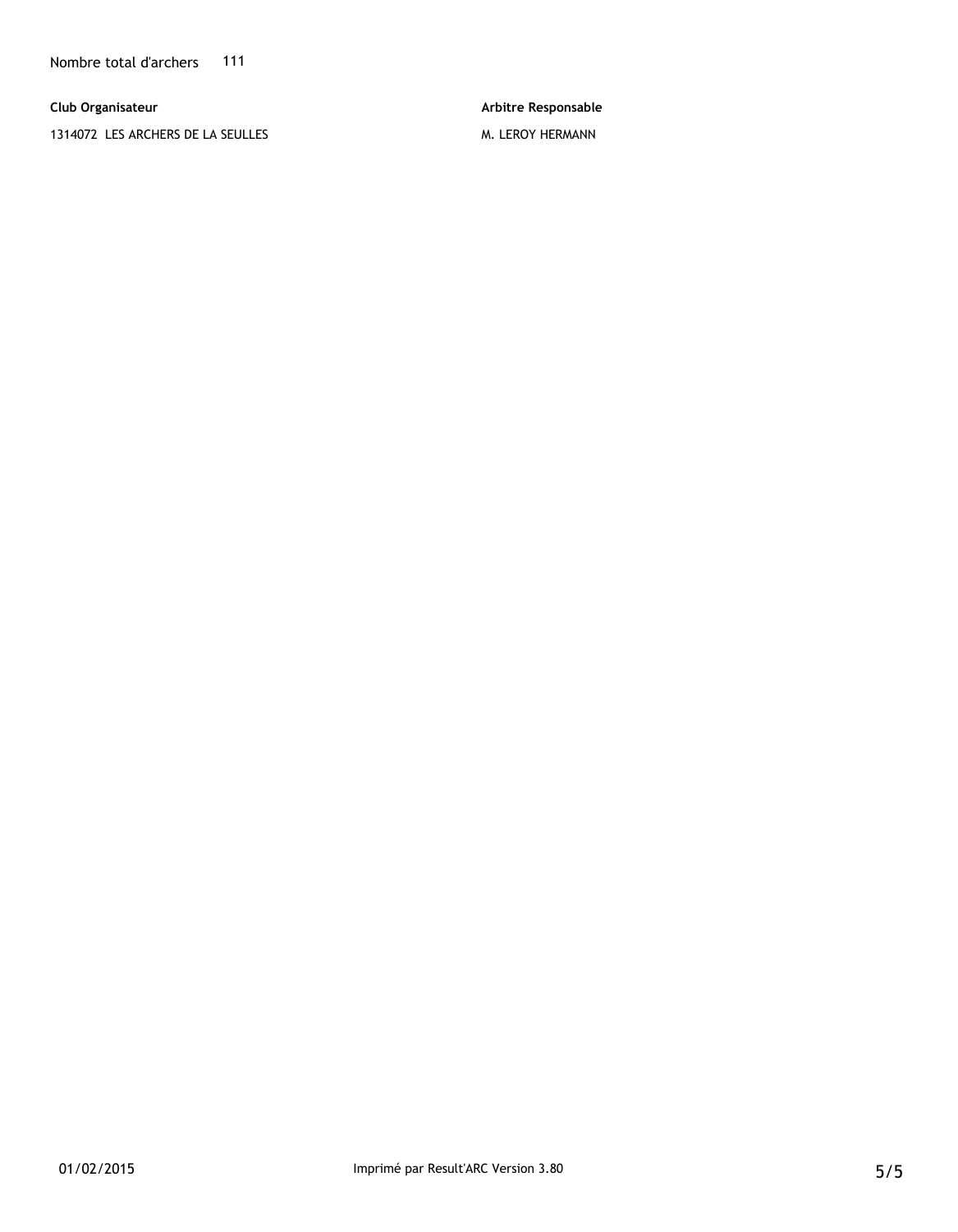Nombre total d'archers 111

| Club Organisateur | Arbitre Responsable |
| --- | --- |
| 1314072 LES ARCHERS DE LA SEULLES | M. LEROY HERMANN |

01/02/2015 Imprimé par Result'ARC Version 3.80